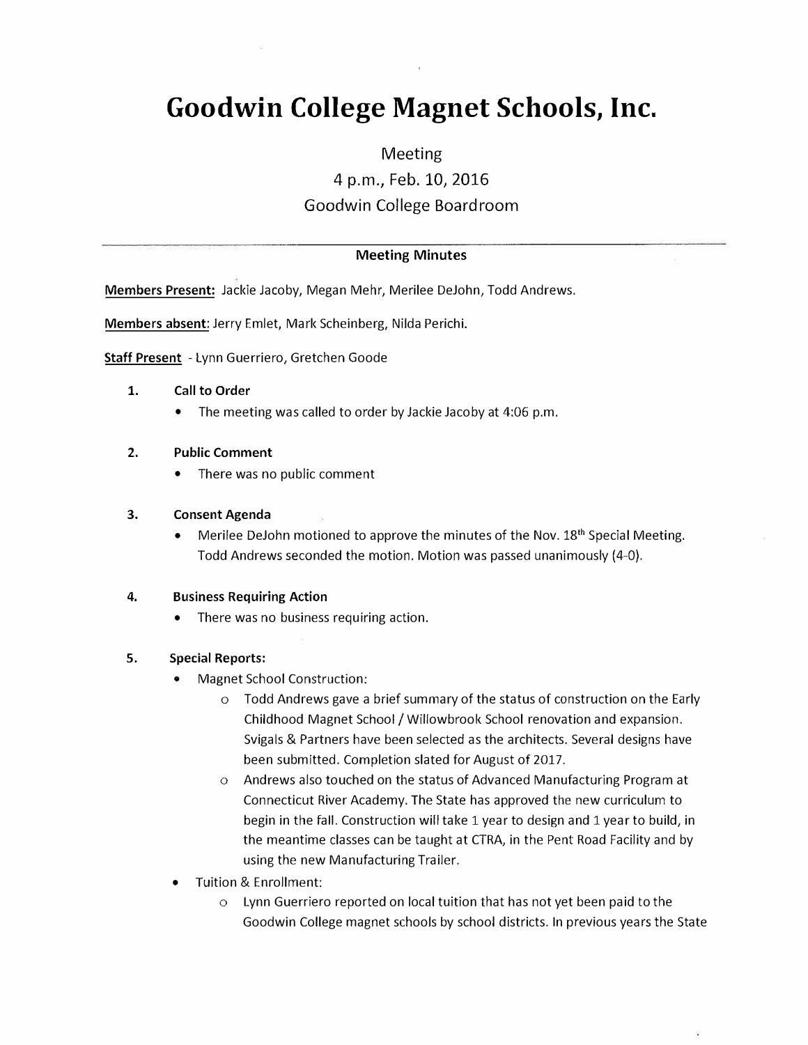# Goodwin College Magnet Schools, Inc.

Meeting

4 p.m., Feb. 10, 2016

Goodwin College Boardroom

---

**Meeting Minutes**

**Members Present:** Jackie Jacoby, Megan Mehr, Merilee DeJohn, Todd Andrews.

**Members absent**: Jerry Emlet, Mark Scheinberg, Nilda Perichi.

**Staff Present** - Lynn Guerriero, Gretchen Goode

1. **Call to Order**
   - The meeting was called to order by Jackie Jacoby at 4:06 p.m.

2. **Public Comment**
   - There was no public comment

3. **Consent Agenda**
   - Merilee DeJohn motioned to approve the minutes of the Nov. 18th Special Meeting. Todd Andrews seconded the motion. Motion was passed unanimously (4-0).

4. **Business Requiring Action**
   - There was no business requiring action.

5. **Special Reports:**
   - Magnet School Construction:
     - Todd Andrews gave a brief summary of the status of construction on the Early Childhood Magnet School / Willowbrook School renovation and expansion. Svigals & Partners have been selected as the architects. Several designs have been submitted. Completion slated for August of 2017.
     - Andrews also touched on the status of Advanced Manufacturing Program at Connecticut River Academy. The State has approved the new curriculum to begin in the fall. Construction will take 1 year to design and 1 year to build, in the meantime classes can be taught at CTRA, in the Pent Road Facility and by using the new Manufacturing Trailer.
   - Tuition & Enrollment:
     - Lynn Guerriero reported on local tuition that has not yet been paid to the Goodwin College magnet schools by school districts. In previous years the State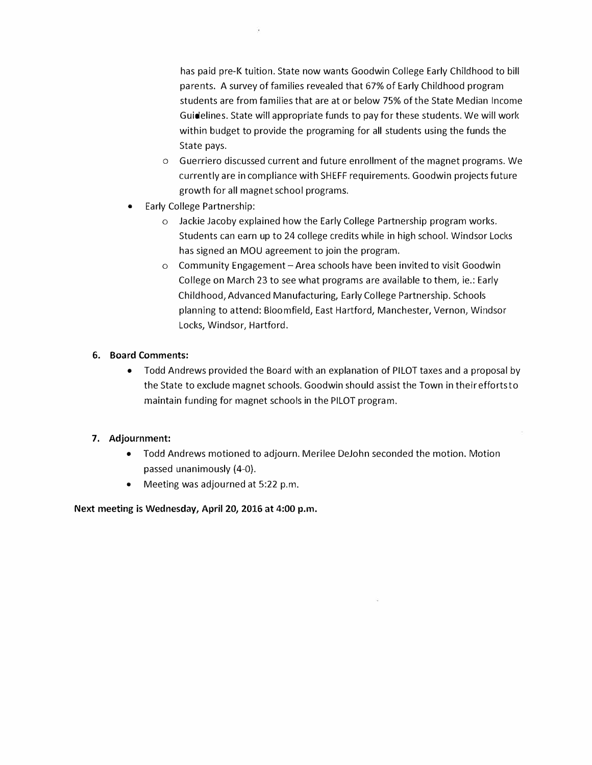has paid pre-K tuition. State now wants Goodwin College Early Childhood to bill parents. A survey of families revealed that 67% of Early Childhood program students are from families that are at or below 75% of the State Median Income Guidelines. State will appropriate funds to pay for these students. We will work within budget to provide the programing for all students using the funds the State pays.
  - Guerriero discussed current and future enrollment of the magnet programs. We currently are in compliance with SHEFF requirements. Goodwin projects future growth for all magnet school programs.
- Early College Partnership:
  - Jackie Jacoby explained how the Early College Partnership program works. Students can earn up to 24 college credits while in high school. Windsor Locks has signed an MOU agreement to join the program.
  - Community Engagement – Area schools have been invited to visit Goodwin College on March 23 to see what programs are available to them, ie.: Early Childhood, Advanced Manufacturing, Early College Partnership. Schools planning to attend: Bloomfield, East Hartford, Manchester, Vernon, Windsor Locks, Windsor, Hartford.

**6. Board Comments:**

- Todd Andrews provided the Board with an explanation of PILOT taxes and a proposal by the State to exclude magnet schools. Goodwin should assist the Town in their efforts to maintain funding for magnet schools in the PILOT program.

**7. Adjournment:**

- Todd Andrews motioned to adjourn. Merilee DeJohn seconded the motion. Motion passed unanimously (4-0).
- Meeting was adjourned at 5:22 p.m.

**Next meeting is Wednesday, April 20, 2016 at 4:00 p.m.**